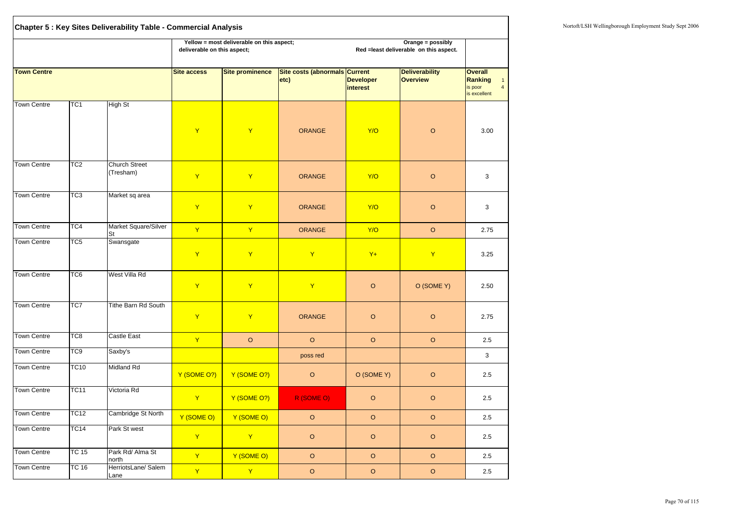## Chapter 5 : Key Sites Deliverability Table - Commercial Analysis

Yellow = most deliverable on this aspect; Orange = possibly deliverable on this aspect; Red =least deliverable on this aspect.

| Town Centre | | | Site access | Site prominence | Site costs (abnormals etc) | Current Developer interest | Deliverability Overview | Overall Ranking 1 is poor 4 is excellent |
|---|---|---|---|---|---|---|---|---|
| Town Centre | TC1 | High St | Y | Y | ORANGE | Y/O | O | 3.00 |
| Town Centre | TC2 | Church Street (Tresham) | Y | Y | ORANGE | Y/O | O | 3 |
| Town Centre | TC3 | Market sq area | Y | Y | ORANGE | Y/O | O | 3 |
| Town Centre | TC4 | Market Square/Silver St | Y | Y | ORANGE | Y/O | O | 2.75 |
| Town Centre | TC5 | Swansgate | Y | Y | Y | Y+ | Y | 3.25 |
| Town Centre | TC6 | West Villa Rd | Y | Y | Y | O | O (SOME Y) | 2.50 |
| Town Centre | TC7 | Tithe Barn Rd South | Y | Y | ORANGE | O | O | 2.75 |
| Town Centre | TC8 | Castle East | Y | O | O | O | O | 2.5 |
| Town Centre | TC9 | Saxby's | | | poss red | | | 3 |
| Town Centre | TC10 | Midland Rd | Y (SOME O?) | Y (SOME O?) | O | O (SOME Y) | O | 2.5 |
| Town Centre | TC11 | Victoria Rd | Y | Y (SOME O?) | R (SOME O) | O | O | 2.5 |
| Town Centre | TC12 | Cambridge St North | Y (SOME O) | Y (SOME O) | O | O | O | 2.5 |
| Town Centre | TC14 | Park St west | Y | Y | O | O | O | 2.5 |
| Town Centre | TC 15 | Park Rd/ Alma St north | Y | Y (SOME O) | O | O | O | 2.5 |
| Town Centre | TC 16 | HerriotsLane/ Salem Lane | Y | Y | O | O | O | 2.5 |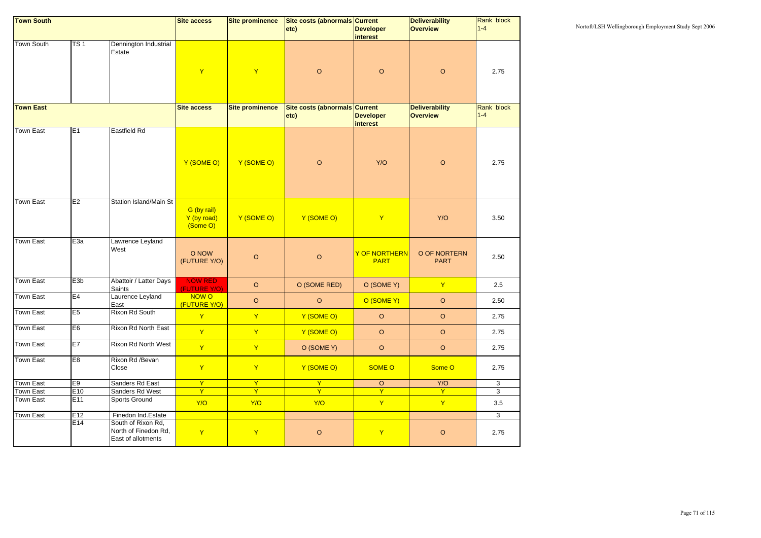| Town South | | | Site access | Site prominence | Site costs (abnormals etc) | Current Developer interest | Deliverability Overview | Rank block 1-4 |
|---|---|---|---|---|---|---|---|---|
| Town South | TS 1 | Dennington Industrial Estate | Y | Y | O | O | O | 2.75 |
| **Town East** | | | **Site access** | **Site prominence** | **Site costs (abnormals etc)** | **Current Developer interest** | **Deliverability Overview** | **Rank block 1-4** |
| Town East | E1 | Eastfield Rd | Y (SOME O) | Y (SOME O) | O | Y/O | O | 2.75 |
| Town East | E2 | Station Island/Main St | G (by rail) Y (by road) (Some O) | Y (SOME O) | Y (SOME O) | Y | Y/O | 3.50 |
| Town East | E3a | Lawrence Leyland West | O NOW (FUTURE Y/O) | O | O | Y OF NORTHERN PART | O OF NORTERN PART | 2.50 |
| Town East | E3b | Abattoir / Latter Days Saints | NOW RED (FUTURE Y/O) | O | O (SOME RED) | O (SOME Y) | Y | 2.5 |
| Town East | E4 | Laurence Leyland East | NOW O (FUTURE Y/O) | O | O | O (SOME Y) | O | 2.50 |
| Town East | E5 | Rixon Rd South | Y | Y | Y (SOME O) | O | O | 2.75 |
| Town East | E6 | Rixon Rd North East | Y | Y | Y (SOME O) | O | O | 2.75 |
| Town East | E7 | Rixon Rd North West | Y | Y | O (SOME Y) | O | O | 2.75 |
| Town East | E8 | Rixon Rd /Bevan Close | Y | Y | Y (SOME O) | SOME O | Some O | 2.75 |
| Town East | E9 | Sanders Rd East | Y | Y | Y | O | Y/O | 3 |
| Town East | E10 | Sanders Rd West | Y | Y | Y | Y | Y | 3 |
| Town East | E11 | Sports Ground | Y/O | Y/O | Y/O | Y | Y | 3.5 |
| Town East | E12 | Finedon Ind.Estate | | | | | | 3 |
| | E14 | South of Rixon Rd, North of Finedon Rd, East of allotments | Y | Y | O | Y | O | 2.75 |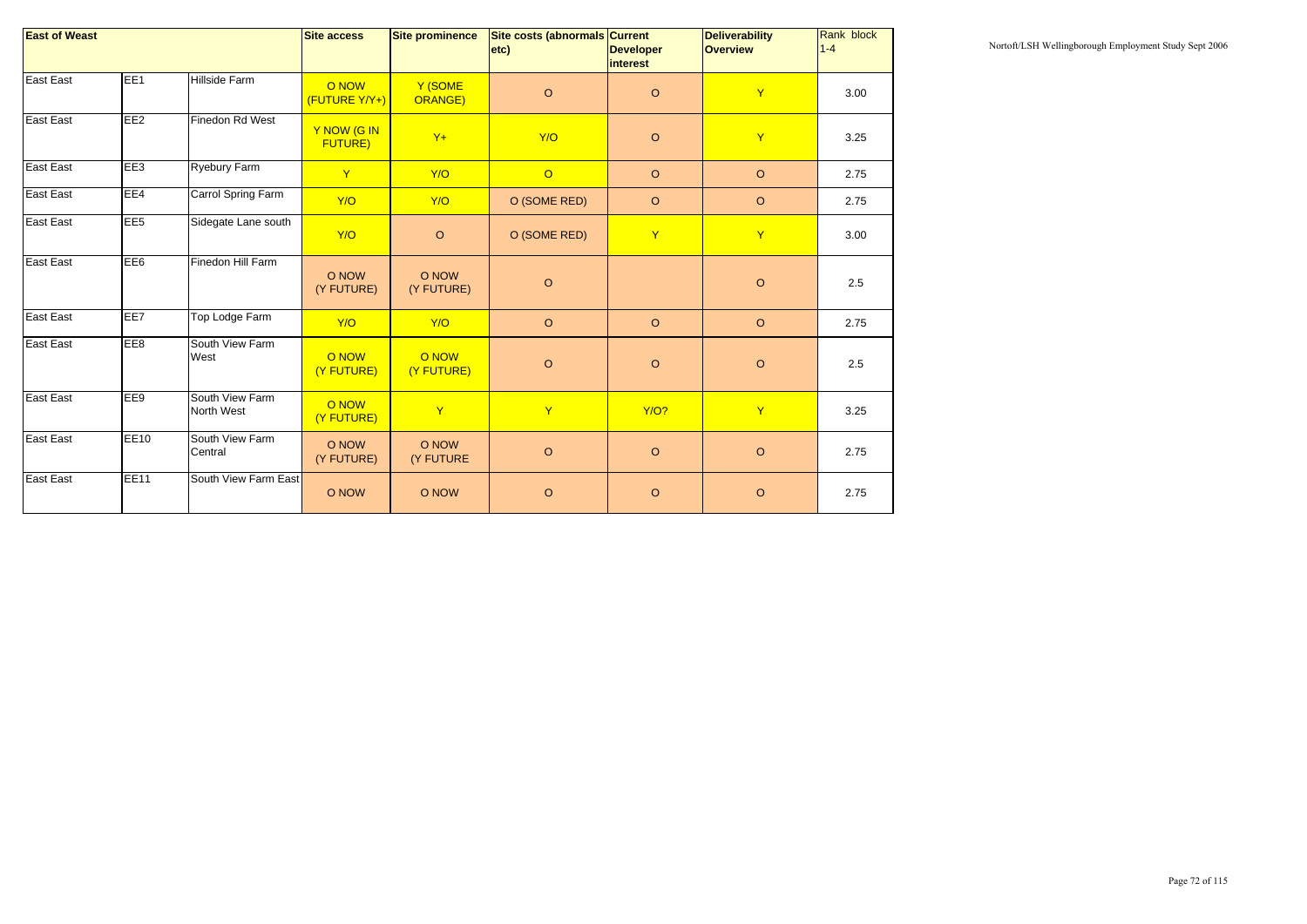| East of Weast | | | Site access | Site prominence | Site costs (abnormals etc) | Current Developer interest | Deliverability Overview | Rank block 1-4 |
|---|---|---|---|---|---|---|---|---|
| East East | EE1 | Hillside Farm | O NOW (FUTURE Y/Y+) | Y (SOME ORANGE) | O | O | Y | 3.00 |
| East East | EE2 | Finedon Rd West | Y NOW (G IN FUTURE) | Y+ | Y/O | O | Y | 3.25 |
| East East | EE3 | Ryebury Farm | Y | Y/O | O | O | O | 2.75 |
| East East | EE4 | Carrol Spring Farm | Y/O | Y/O | O (SOME RED) | O | O | 2.75 |
| East East | EE5 | Sidegate Lane south | Y/O | O | O (SOME RED) | Y | Y | 3.00 |
| East East | EE6 | Finedon Hill Farm | O NOW (Y FUTURE) | O NOW (Y FUTURE) | O | | O | 2.5 |
| East East | EE7 | Top Lodge Farm | Y/O | Y/O | O | O | O | 2.75 |
| East East | EE8 | South View Farm West | O NOW (Y FUTURE) | O NOW (Y FUTURE) | O | O | O | 2.5 |
| East East | EE9 | South View Farm North West | O NOW (Y FUTURE) | Y | Y | Y/O? | Y | 3.25 |
| East East | EE10 | South View Farm Central | O NOW (Y FUTURE) | O NOW (Y FUTURE | O | O | O | 2.75 |
| East East | EE11 | South View Farm East | O NOW | O NOW | O | O | O | 2.75 |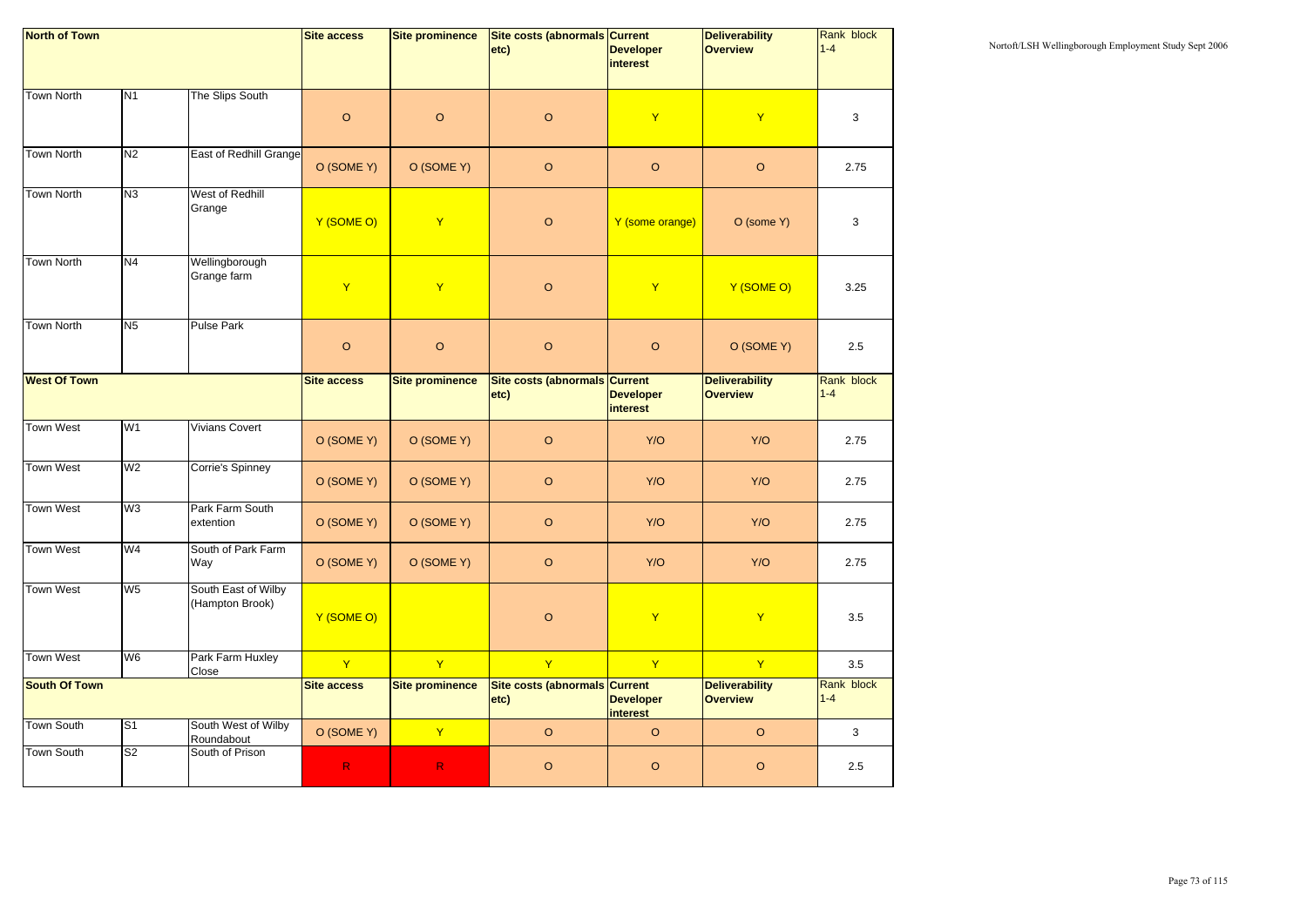| North of Town | | | Site access | Site prominence | Site costs (abnormals etc) | Current Developer interest | Deliverability Overview | Rank block 1-4 |
|---|---|---|---|---|---|---|---|---|
| Town North | N1 | The Slips South | O | O | O | Y | Y | 3 |
| Town North | N2 | East of Redhill Grange | O (SOME Y) | O (SOME Y) | O | O | O | 2.75 |
| Town North | N3 | West of Redhill Grange | Y (SOME O) | Y | O | Y (some orange) | O (some Y) | 3 |
| Town North | N4 | Wellingborough Grange farm | Y | Y | O | Y | Y (SOME O) | 3.25 |
| Town North | N5 | Pulse Park | O | O | O | O | O (SOME Y) | 2.5 |
| **West Of Town** | | | **Site access** | **Site prominence** | **Site costs (abnormals etc)** | **Current Developer interest** | **Deliverability Overview** | **Rank block 1-4** |
| Town West | W1 | Vivians Covert | O (SOME Y) | O (SOME Y) | O | Y/O | Y/O | 2.75 |
| Town West | W2 | Corrie's Spinney | O (SOME Y) | O (SOME Y) | O | Y/O | Y/O | 2.75 |
| Town West | W3 | Park Farm South extention | O (SOME Y) | O (SOME Y) | O | Y/O | Y/O | 2.75 |
| Town West | W4 | South of Park Farm Way | O (SOME Y) | O (SOME Y) | O | Y/O | Y/O | 2.75 |
| Town West | W5 | South East of Wilby (Hampton Brook) | Y (SOME O) | | O | Y | Y | 3.5 |
| Town West | W6 | Park Farm Huxley Close | Y | Y | Y | Y | Y | 3.5 |
| **South Of Town** | | | **Site access** | **Site prominence** | **Site costs (abnormals etc)** | **Current Developer interest** | **Deliverability Overview** | **Rank block 1-4** |
| Town South | S1 | South West of Wilby Roundabout | O (SOME Y) | Y | O | O | O | 3 |
| Town South | S2 | South of Prison | R | R | O | O | O | 2.5 |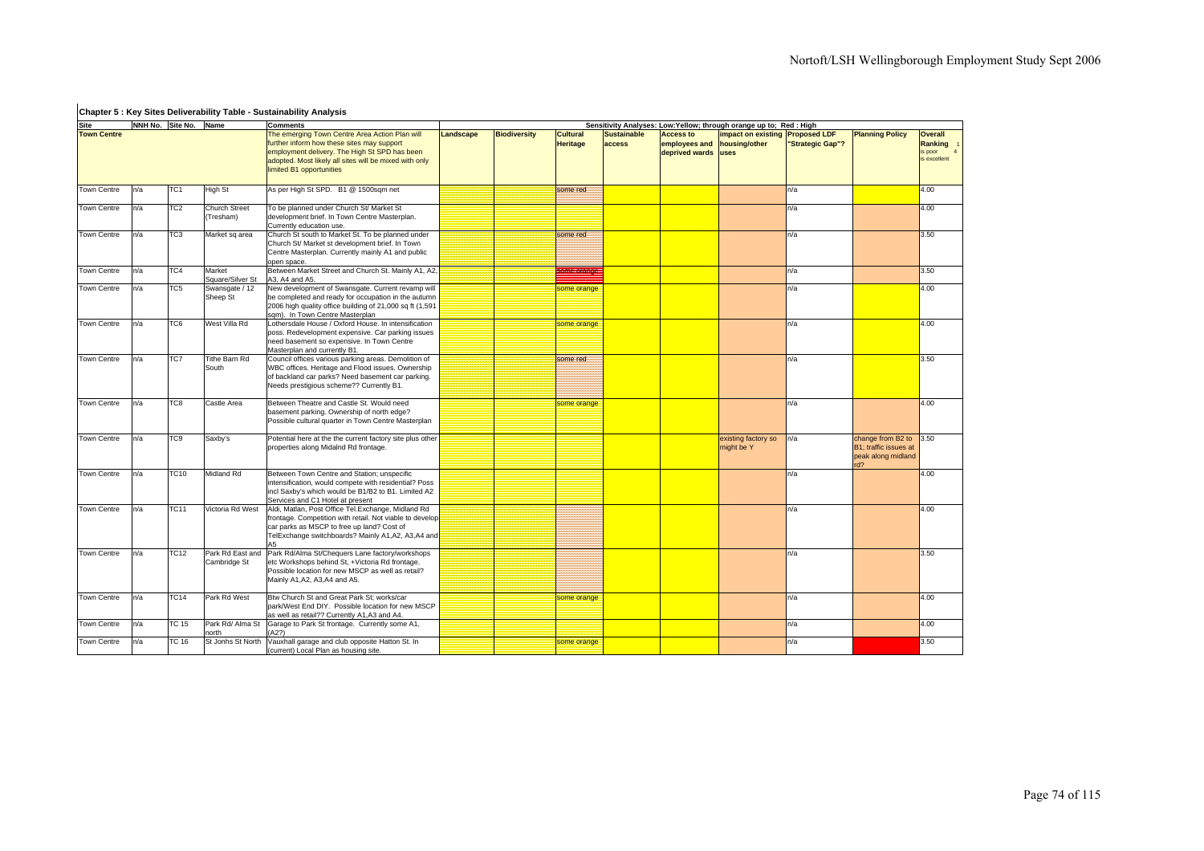## Chapter 5 : Key Sites Deliverability Table - Sustainability Analysis

| Site | NNH No. | Site No. | Name | Comments | Sensitivity Analyses: Low:Yellow; through orange up to; Red : High | | | | | | | | |
|---|---|---|---|---|---|---|---|---|---|---|---|---|---|
| **Town Centre** | | | | The emerging Town Centre Area Action Plan will further inform how these sites may support employment delivery. The High St SPD has been adopted. Most likely all sites will be mixed with only limited B1 opportunities | **Landscape** | **Biodiversity** | **Cultural Heritage** | **Sustainable access** | **Access to employees and deprived wards** | **Impact on existing housing/other uses** | **Proposed LDF "Strategic Gap"?** | **Planning Policy** | **Overall Ranking** 1 is poor 4 is excellent |
| Town Centre | n/a | TC1 | High St | As per High St SPD. B1 @ 1500sqm net | | | some red | | | | n/a | | 4.00 |
| Town Centre | n/a | TC2 | Church Street (Tresham) | To be planned under Church St/ Market St development brief. In Town Centre Masterplan. Currently education use. | | | | | | | n/a | | 4.00 |
| Town Centre | n/a | TC3 | Market sq area | Church St south to Market St. To be planned under Church St/ Market st development brief. In Town Centre Masterplan. Currently mainly A1 and public open space. | | | some red | | | | n/a | | 3.50 |
| Town Centre | n/a | TC4 | Market Square/Silver St | Between Market Street and Church St. Mainly A1, A2, A3, A4 and A5. | | | some orange | | | | n/a | | 3.50 |
| Town Centre | n/a | TC5 | Swansgate / 12 Sheep St | New development of Swansgate. Current revamp will be completed and ready for occupation in the autumn 2006 high quality office building of 21,000 sq ft (1,591 sqm). In Town Centre Masterplan | | | some orange | | | | n/a | | 4.00 |
| Town Centre | n/a | TC6 | West Villa Rd | Lothersdale House / Oxford House. In intensification poss. Redevelopment expensive. Car parking issues need basement so expensive. In Town Centre Masterplan and currently B1. | | | some orange | | | | n/a | | 4.00 |
| Town Centre | n/a | TC7 | Tithe Barn Rd South | Council offices various parking areas. Demolition of WBC offices. Heritage and Flood issues. Ownership of backland car parks? Need basement car parking. Needs prestigious scheme?? Currently B1. | | | some red | | | | n/a | | 3.50 |
| Town Centre | n/a | TC8 | Castle Area | Between Theatre and Castle St. Would need basement parking. Ownership of north edge? Possible cultural quarter in Town Centre Masterplan | | | some orange | | | | n/a | | 4.00 |
| Town Centre | n/a | TC9 | Saxby's | Potential here at the the current factory site plus other properties along Midalnd Rd frontage. | | | | | | existing factory so might be Y | n/a | change from B2 to B1; traffic issues at peak along midland rd? | 3.50 |
| Town Centre | n/a | TC10 | Midland Rd | Between Town Centre and Station; unspecific intensification, would compete with residential? Poss incl Saxby's which would be B1/B2 to B1. Limited A2 Services and C1 Hotel at present | | | | | | | n/a | | 4.00 |
| Town Centre | n/a | TC11 | Victoria Rd West | Aldi, Matlan, Post Office Tel.Exchange, Midland Rd frontage. Competition with retail. Not viable to develop car parks as MSCP to free up land? Cost of TelExchange switchboards? Mainly A1,A2, A3,A4 and A5 | | | | | | | n/a | | 4.00 |
| Town Centre | n/a | TC12 | Park Rd East and Cambridge St | Park Rd/Alma St/Chequers Lane factory/workshops etc Workshops behind St, +Victoria Rd frontage. Possible location for new MSCP as well as retail? Mainly A1,A2, A3,A4 and A5. | | | | | | | n/a | | 3.50 |
| Town Centre | n/a | TC14 | Park Rd West | Btw Church St and Great Park St; works/car park/West End DIY. Possible location for new MSCP as well as retail?? Currently A1,A3 and A4. | | | some orange | | | | n/a | | 4.00 |
| Town Centre | n/a | TC 15 | Park Rd/ Alma St north | Garage to Park St frontage. Currently some A1, (A2?) | | | | | | | n/a | | 4.00 |
| Town Centre | n/a | TC 16 | St Jonhs St North | Vauxhall garage and club opposite Hatton St. In (current) Local Plan as housing site. | | | some orange | | | | n/a | | 3.50 |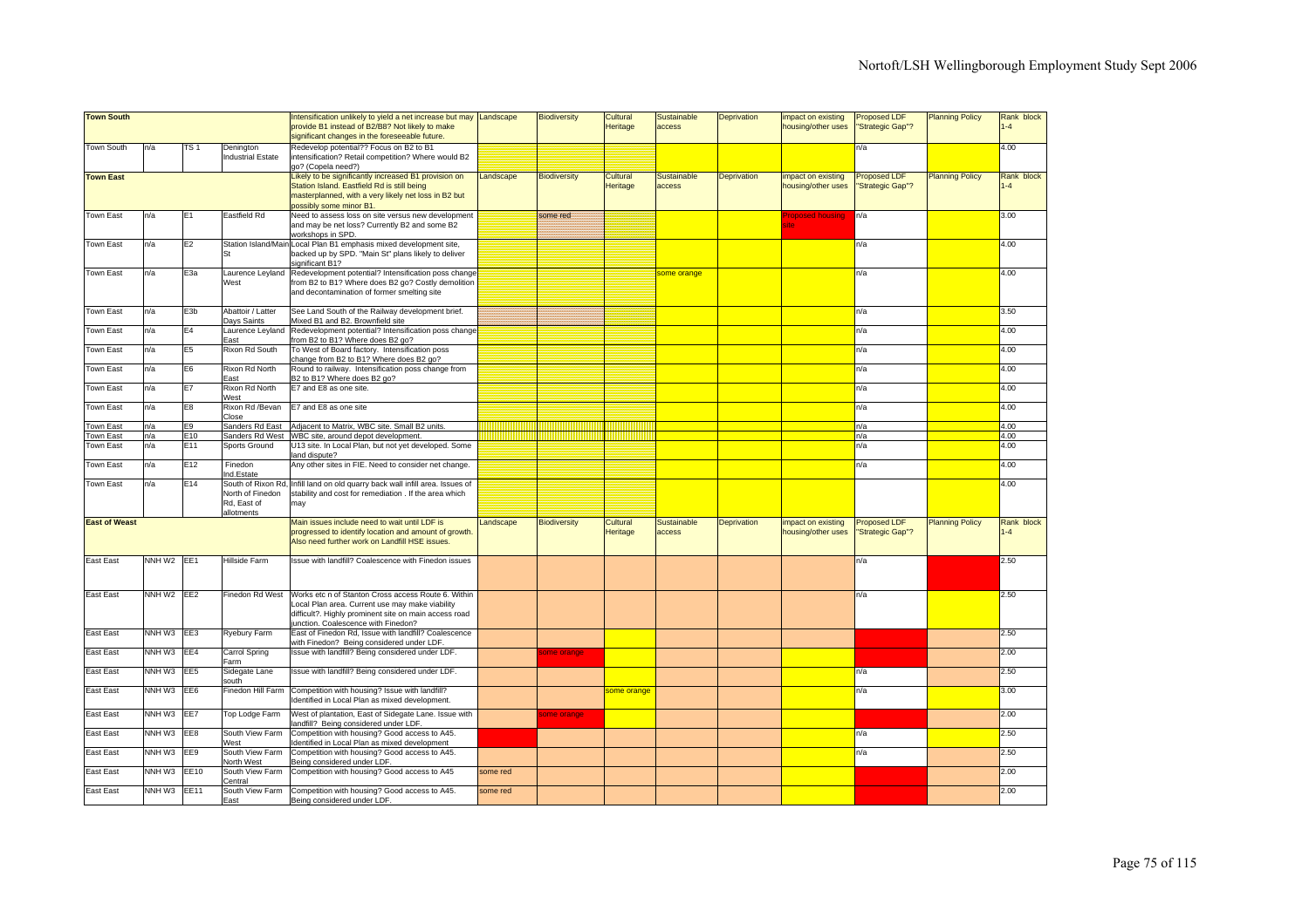| Town South | | | | Intensification unlikely to yield a net increase but may provide B1 instead of B2/B8? Not likely to make significant changes in the foreseeable future. | Landscape | Biodiversity | Cultural Heritage | Sustainable access | Deprivation | impact on existing housing/other uses | Proposed LDF "Strategic Gap"? | Planning Policy | Rank block 1-4 |
|---|---|---|---|---|---|---|---|---|---|---|---|---|---|
| Town South | n/a | TS 1 | Denington Industrial Estate | Redevelop potential?? Focus on B2 to B1 intensification? Retail competition? Where would B2 go? (Copela need?) | | | | | | | n/a | | 4.00 |
| **Town East** | | | | Likely to be significantly increased B1 provision on Station Island. Eastfield Rd is still being masterplanned, with a very likely net loss in B2 but possibly some minor B1. | Landscape | Biodiversity | Cultural Heritage | Sustainable access | Deprivation | impact on existing housing/other uses | Proposed LDF "Strategic Gap"? | Planning Policy | Rank block 1-4 |
| Town East | n/a | E1 | Eastfield Rd | Need to assess loss on site versus new development and may be net loss? Currently B2 and some B2 workshops in SPD. | | some red | | | | Proposed housing site | n/a | | 3.00 |
| Town East | n/a | E2 | Station Island/Main St | Local Plan B1 emphasis mixed development site, backed up by SPD. "Main St" plans likely to deliver significant B1? | | | | | | | n/a | | 4.00 |
| Town East | n/a | E3a | Laurence Leyland West | Redevelopment potential? Intensification poss change from B2 to B1? Where does B2 go? Costly demolition and decontamination of former smelting site | | | | some orange | | | n/a | | 4.00 |
| Town East | n/a | E3b | Abattoir / Latter Days Saints | See Land South of the Railway development brief. Mixed B1 and B2. Brownfield site | | | | | | | n/a | | 3.50 |
| Town East | n/a | E4 | Laurence Leyland East | Redevelopment potential? Intensification poss change from B2 to B1? Where does B2 go? | | | | | | | n/a | | 4.00 |
| Town East | n/a | E5 | Rixon Rd South | To West of Board factory. Intensification poss change from B2 to B1? Where does B2 go? | | | | | | | n/a | | 4.00 |
| Town East | n/a | E6 | Rixon Rd North East | Round to railway. Intensification poss change from B2 to B1? Where does B2 go? | | | | | | | n/a | | 4.00 |
| Town East | n/a | E7 | Rixon Rd North West | E7 and E8 as one site. | | | | | | | n/a | | 4.00 |
| Town East | n/a | E8 | Rixon Rd /Bevan Close | E7 and E8 as one site | | | | | | | n/a | | 4.00 |
| Town East | n/a | E9 | Sanders Rd East | Adjacent to Matrix, WBC site. Small B2 units. | | | | | | | n/a | | 4.00 |
| Town East | n/a | E10 | Sanders Rd West | WBC site, around depot development. | | | | | | | n/a | | 4.00 |
| Town East | n/a | E11 | Sports Ground | U13 site. In Local Plan, but not yet developed. Some land dispute? | | | | | | | n/a | | 4.00 |
| Town East | n/a | E12 | Finedon Ind.Estate | Any other sites in FIE. Need to consider net change. | | | | | | | n/a | | 4.00 |
| Town East | n/a | E14 | South of Rixon Rd, North of Finedon Rd, East of allotments | Infill land on old quarry back wall infill area. Issues of stability and cost for remediation . If the area which may | | | | | | | | | 4.00 |
| **East of Weast** | | | | Main issues include need to wait until LDF is progressed to identify location and amount of growth. Also need further work on Landfill HSE issues. | Landscape | Biodiversity | Cultural Heritage | Sustainable access | Deprivation | impact on existing housing/other uses | Proposed LDF "Strategic Gap"? | Planning Policy | Rank block 1-4 |
| East East | NNH W2 | EE1 | Hillside Farm | Issue with landfill? Coalescence with Finedon issues | | | | | | | n/a | | 2.50 |
| East East | NNH W2 | EE2 | Finedon Rd West | Works etc n of Stanton Cross access Route 6. Within Local Plan area. Current use may make viability difficult?. Highly prominent site on main access road junction. Coalescence with Finedon? | | | | | | | n/a | | 2.50 |
| East East | NNH W3 | EE3 | Ryebury Farm | East of Finedon Rd, Issue with landfill? Coalescence with Finedon? Being considered under LDF. | | | | | | | | | 2.50 |
| East East | NNH W3 | EE4 | Carrol Spring Farm | Issue with landfill? Being considered under LDF. | | some orange | | | | | | | 2.00 |
| East East | NNH W3 | EE5 | Sidegate Lane south | Issue with landfill? Being considered under LDF. | | | | | | | n/a | | 2.50 |
| East East | NNH W3 | EE6 | Finedon Hill Farm | Competition with housing? Issue with landfill? Identified in Local Plan as mixed development. | | | some orange | | | | n/a | | 3.00 |
| East East | NNH W3 | EE7 | Top Lodge Farm | West of plantation, East of Sidegate Lane. Issue with landfill? Being considered under LDF. | | some orange | | | | | | | 2.00 |
| East East | NNH W3 | EE8 | South View Farm West | Competition with housing? Good access to A45. Identified in Local Plan as mixed development | | | | | | | n/a | | 2.50 |
| East East | NNH W3 | EE9 | South View Farm North West | Competition with housing? Good access to A45. Being considered under LDF. | | | | | | | n/a | | 2.50 |
| East East | NNH W3 | EE10 | South View Farm Central | Competition with housing? Good access to A45 | some red | | | | | | | | 2.00 |
| East East | NNH W3 | EE11 | South View Farm East | Competition with housing? Good access to A45. Being considered under LDF. | some red | | | | | | | | 2.00 |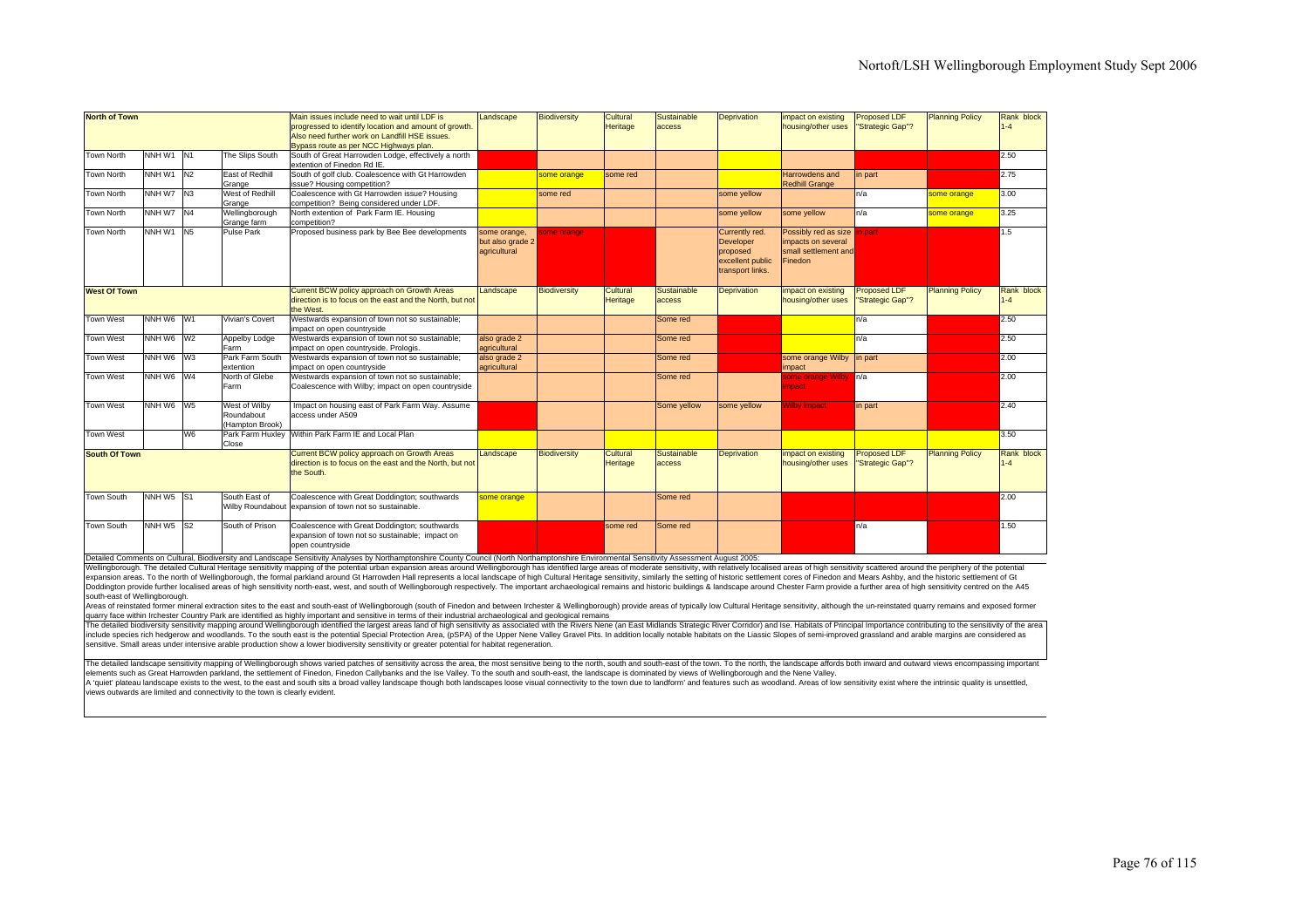| North of Town | | | | Main issues include need to wait until LDF is progressed to identify location and amount of growth. Also need further work on Landfill HSE issues. Bypass route as per NCC Highways plan. | Landscape | Biodiversity | Cultural Heritage | Sustainable access | Deprivation | impact on existing housing/other uses | Proposed LDF "Strategic Gap"? | Planning Policy | Rank block 1-4 |
|---|---|---|---|---|---|---|---|---|---|---|---|---|---|
| Town North | NNH W1 | N1 | The Slips South | South of Great Harrowden Lodge, effectively a north extention of Finedon Rd IE. | | | | | | | | | 2.50 |
| Town North | NNH W1 | N2 | East of Redhill Grange | South of golf club. Coalescence with Gt Harrowden issue? Housing competition? | | some orange | some red | | | Harrowdens and Redhill Grange | in part | | 2.75 |
| Town North | NNH W7 | N3 | West of Redhill Grange | Coalescence with Gt Harrowden issue? Housing competition? Being considered under LDF. | | some red | | | some yellow | | n/a | some orange | 3.00 |
| Town North | NNH W7 | N4 | Wellingborough Grange farm | North extention of Park Farm IE. Housing competition? | | | | | some yellow | some yellow | n/a | some orange | 3.25 |
| Town North | NNH W1 | N5 | Pulse Park | Proposed business park by Bee Bee developments | some orange, but also grade 2 agricultural | some orange | | | Currently red. Developer proposed excellent public transport links. | Possibly red as size impacts on several small settlement and Finedon | in part | | 1.5 |
| **West Of Town** | | | | Current BCW policy approach on Growth Areas direction is to focus on the east and the North, but not the West. | Landscape | Biodiversity | Cultural Heritage | Sustainable access | Deprivation | impact on existing housing/other uses | Proposed LDF "Strategic Gap"? | Planning Policy | Rank block 1-4 |
| Town West | NNH W6 | W1 | Vivian's Covert | Westwards expansion of town not so sustainable; impact on open countryside | | | | Some red | | | n/a | | 2.50 |
| Town West | NNH W6 | W2 | Appelby Lodge Farm | Westwards expansion of town not so sustainable; impact on open countryside. Prologis. | also grade 2 agricultural | | | Some red | | | n/a | | 2.50 |
| Town West | NNH W6 | W3 | Park Farm South extention | Westwards expansion of town not so sustainable; impact on open countryside | also grade 2 agricultural | | | Some red | | some orange Wilby impact | in part | | 2.00 |
| Town West | NNH W6 | W4 | North of Glebe Farm | Westwards expansion of town not so sustainable; Coalescence with Wilby; impact on open countryside | | | | Some red | | some orange Wilby impact | n/a | | 2.00 |
| Town West | NNH W6 | W5 | West of Wilby Roundabout (Hampton Brook) | Impact on housing east of Park Farm Way. Assume access under A509 | | | | Some yellow | some yellow | Wilby impact | in part | | 2.40 |
| Town West | | W6 | Park Farm Huxley Close | Within Park Farm IE and Local Plan | | | | | | | | | 3.50 |
| **South Of Town** | | | | Current BCW policy approach on Growth Areas direction is to focus on the east and the North, but not the South. | Landscape | Biodiversity | Cultural Heritage | Sustainable access | Deprivation | impact on existing housing/other uses | Proposed LDF "Strategic Gap"? | Planning Policy | Rank block 1-4 |
| Town South | NNH W5 | S1 | South East of Wilby Roundabout | Coalescence with Great Doddington; southwards expansion of town not so sustainable. | some orange | | | Some red | | | | | 2.00 |
| Town South | NNH W5 | S2 | South of Prison | Coalescence with Great Doddington; southwards expansion of town not so sustainable; impact on open countryside | | | some red | Some red | | | n/a | | 1.50 |

Detailed Comments on Cultural, Biodiversity and Landscape Sensitivity Analyses by Northamptonshire County Council (North Northamptonshire Environmental Sensitivity Assessment August 2005:

Wellingborough. The detailed Cultural Heritage sensitivity mapping of the potential urban expansion areas around Wellingborough has identified large areas of moderate sensitivity, with relatively localised areas of high sensitivity scattered around the periphery of the potential expansion areas. To the north of Wellingborough, the formal parkland around Gt Harrowden Hall represents a local landscape of high Cultural Heritage sensitivity, similarly the setting of historic settlement cores of Finedon and Mears Ashby, and the historic settlement of Gt Doddington provide further localised areas of high sensitivity north-east, west, and south of Wellingborough respectively. The important archaeological remains and historic buildings & landscape around Chester Farm provide a further area of high sensitivity centred on the A45 south-east of Wellingborough.

Areas of reinstated former mineral extraction sites to the east and south-east of Wellingborough (south of Finedon and between Irchester & Wellingborough) provide areas of typically low Cultural Heritage sensitivity, although the un-reinstated quarry remains and exposed former quarry face within Irchester Country Park are identified as highly important and sensitive in terms of their industrial archaeological and geological remains

The detailed biodiversity sensitivity mapping around Wellingborough identified the largest areas land of high sensitivity as associated with the Rivers Nene (an East Midlands Strategic River Corridor) and Ise. Habitats of Principal Importance contributing to the sensitivity of the area include species rich hedgerow and woodlands. To the south east is the potential Special Protection Area, (pSPA) of the Upper Nene Valley Gravel Pits. In addition locally notable habitats on the Liassic Slopes of semi-improved grassland and arable margins are considered as sensitive. Small areas under intensive arable production show a lower biodiversity sensitivity or greater potential for habitat regeneration.

The detailed landscape sensitivity mapping of Wellingborough shows varied patches of sensitivity across the area, the most sensitive being to the north, south and south-east of the town. To the north, the landscape affords both inward and outward views encompassing important elements such as Great Harrowden parkland, the settlement of Finedon, Finedon Callybanks and the Ise Valley. To the south and south-east, the landscape is dominated by views of Wellingborough and the Nene Valley.

A 'quiet' plateau landscape exists to the west, to the east and south sits a broad valley landscape though both landscapes loose visual connectivity to the town due to landform' and features such as woodland. Areas of low sensitivity exist where the intrinsic quality is unsettled, views outwards are limited and connectivity to the town is clearly evident.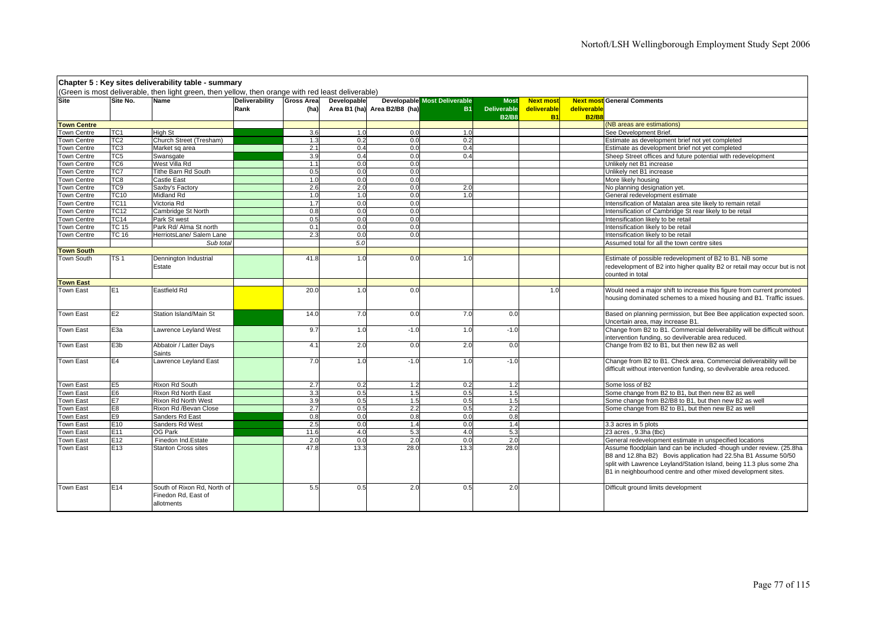## Chapter 5 : Key sites deliverability table - summary

(Green is most deliverable, then light green, then yellow, then orange with red least deliverable)

| Site | Site No. | Name | Deliverability Rank | Gross Area (ha) | Developable Area B1 (ha) | Developable Area B2/B8 (ha) | Most Deliverable B1 | Most Deliverable B2/B8 | Next most deliverable B1 | Next most deliverable B2/B8 | General Comments |
|---|---|---|---|---|---|---|---|---|---|---|---|
| **Town Centre** | | | | | | | | | | | (NB areas are estimations) |
| Town Centre | TC1 | High St | | 3.6 | 1.0 | 0.0 | 1.0 | | | | See Development Brief. |
| Town Centre | TC2 | Church Street (Tresham) | | 1.3 | 0.2 | 0.0 | 0.2 | | | | Estimate as development brief not yet completed |
| Town Centre | TC3 | Market sq area | | 2.1 | 0.4 | 0.0 | 0.4 | | | | Estimate as development brief not yet completed |
| Town Centre | TC5 | Swansgate | | 3.9 | 0.4 | 0.0 | 0.4 | | | | Sheep Street offices and future potential with redevelopment |
| Town Centre | TC6 | West Villa Rd | | 1.1 | 0.0 | 0.0 | | | | | Unlikely net B1 increase |
| Town Centre | TC7 | Tithe Barn Rd South | | 0.5 | 0.0 | 0.0 | | | | | Unlikely net B1 increase |
| Town Centre | TC8 | Castle East | | 1.0 | 0.0 | 0.0 | | | | | More likely housing |
| Town Centre | TC9 | Saxby's Factory | | 2.6 | 2.0 | 0.0 | 2.0 | | | | No planning designation yet. |
| Town Centre | TC10 | Midland Rd | | 1.0 | 1.0 | 0.0 | 1.0 | | | | General redevelopment estimate |
| Town Centre | TC11 | Victoria Rd | | 1.7 | 0.0 | 0.0 | | | | | Intensification of Matalan area site likely to remain retail |
| Town Centre | TC12 | Cambridge St North | | 0.8 | 0.0 | 0.0 | | | | | Intensification of Cambridge St rear likely to be retail |
| Town Centre | TC14 | Park St west | | 0.5 | 0.0 | 0.0 | | | | | Intensification likely to be retail |
| Town Centre | TC 15 | Park Rd/ Alma St north | | 0.1 | 0.0 | 0.0 | | | | | Intensification likely to be retail |
| Town Centre | TC 16 | HerriotsLane/ Salem Lane | | 2.3 | 0.0 | 0.0 | | | | | Intensification likely to be retail |
| | | *Sub total* | | | *5.0* | | | | | | Assumed total for all the town centre sites |
| **Town South** | | | | | | | | | | | |
| Town South | TS 1 | Dennington Industrial Estate | | 41.8 | 1.0 | 0.0 | 1.0 | | | | Estimate of possible redevelopment of B2 to B1. NB some redevelopment of B2 into higher quality B2 or retail may occur but is not counted in total |
| **Town East** | | | | | | | | | | | |
| Town East | E1 | Eastfield Rd | | 20.0 | 1.0 | 0.0 | | | 1.0 | | Would need a major shift to increase this figure from current promoted housing dominated schemes to a mixed housing and B1. Traffic issues. |
| Town East | E2 | Station Island/Main St | | 14.0 | 7.0 | 0.0 | 7.0 | 0.0 | | | Based on planning permission, but Bee Bee application expected soon. Uncertain area, may increase B1. |
| Town East | E3a | Lawrence Leyland West | | 9.7 | 1.0 | -1.0 | 1.0 | -1.0 | | | Change from B2 to B1. Commercial deliverability will be difficult without intervention funding, so devilverable area reduced. |
| Town East | E3b | Abbatoir / Latter Days Saints | | 4.1 | 2.0 | 0.0 | 2.0 | 0.0 | | | Change from B2 to B1, but then new B2 as well |
| Town East | E4 | Lawrence Leyland East | | 7.0 | 1.0 | -1.0 | 1.0 | -1.0 | | | Change from B2 to B1. Check area. Commercial deliverability will be difficult without intervention funding, so devilverable area reduced. |
| Town East | E5 | Rixon Rd South | | 2.7 | 0.2 | 1.2 | 0.2 | 1.2 | | | Some loss of B2 |
| Town East | E6 | Rixon Rd North East | | 3.3 | 0.5 | 1.5 | 0.5 | 1.5 | | | Some change from B2 to B1, but then new B2 as well |
| Town East | E7 | Rixon Rd North West | | 3.9 | 0.5 | 1.5 | 0.5 | 1.5 | | | Some change from B2/B8 to B1, but then new B2 as well |
| Town East | E8 | Rixon Rd /Bevan Close | | 2.7 | 0.5 | 2.2 | 0.5 | 2.2 | | | Some change from B2 to B1, but then new B2 as well |
| Town East | E9 | Sanders Rd East | | 0.8 | 0.0 | 0.8 | 0.0 | 0.8 | | | |
| Town East | E10 | Sanders Rd West | | 2.5 | 0.0 | 1.4 | 0.0 | 1.4 | | | 3.3 acres in 5 plots |
| Town East | E11 | OG Park | | 11.6 | 4.0 | 5.3 | 4.0 | 5.3 | | | 23 acres , 9.3ha (tbc) |
| Town East | E12 | Finedon Ind.Estate | | 2.0 | 0.0 | 2.0 | 0.0 | 2.0 | | | General redevelopment estimate in unspecified locations |
| Town East | E13 | Stanton Cross sites | | 47.8 | 13.3 | 28.0 | 13.3 | 28.0 | | | Assume floodplain land can be included -though under review. (25.8ha B8 and 12.8ha B2) Bovis application had 22.5ha B1 Assume 50/50 split with Lawrence Leyland/Station Island, being 11.3 plus some 2ha B1 in neighbourhood centre and other mixed development sites. |
| Town East | E14 | South of Rixon Rd, North of Finedon Rd, East of allotments | | 5.5 | 0.5 | 2.0 | 0.5 | 2.0 | | | Difficult ground limits development |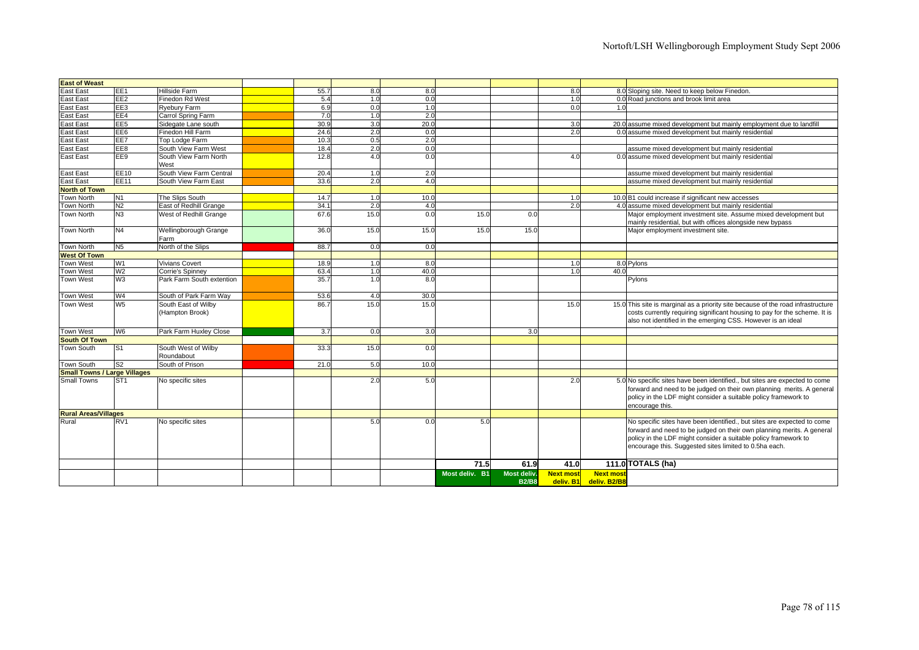| | | | | | | | | | | | |
|---|---|---|---|---|---|---|---|---|---|---|---|
| **East of Weast** | | | | | | | | | | | |
| East East | EE1 | Hillside Farm | | 55.7 | 8.0 | 8.0 | | | 8.0 | 8.0 | Sloping site. Need to keep below Finedon. |
| East East | EE2 | Finedon Rd West | | 5.4 | 1.0 | 0.0 | | | 1.0 | 0.0 | Road junctions and brook limit area |
| East East | EE3 | Ryebury Farm | | 6.9 | 0.0 | 1.0 | | | 0.0 | 1.0 | |
| East East | EE4 | Carrol Spring Farm | | 7.0 | 1.0 | 2.0 | | | | | |
| East East | EE5 | Sidegate Lane south | | 30.9 | 3.0 | 20.0 | | | 3.0 | 20.0 | assume mixed development but mainly employment due to landfill |
| East East | EE6 | Finedon Hill Farm | | 24.6 | 2.0 | 0.0 | | | 2.0 | 0.0 | assume mixed development but mainly residential |
| East East | EE7 | Top Lodge Farm | | 10.3 | 0.5 | 2.0 | | | | | |
| East East | EE8 | South View Farm West | | 18.4 | 2.0 | 0.0 | | | | | assume mixed development but mainly residential |
| East East | EE9 | South View Farm North West | | 12.8 | 4.0 | 0.0 | | | 4.0 | 0.0 | assume mixed development but mainly residential |
| East East | EE10 | South View Farm Central | | 20.4 | 1.0 | 2.0 | | | | | assume mixed development but mainly residential |
| East East | EE11 | South View Farm East | | 33.6 | 2.0 | 4.0 | | | | | assume mixed development but mainly residential |
| **North of Town** | | | | | | | | | | | |
| Town North | N1 | The Slips South | | 14.7 | 1.0 | 10.0 | | | 1.0 | 10.0 | B1 could increase if significant new accesses |
| Town North | N2 | East of Redhill Grange | | 34.1 | 2.0 | 4.0 | | | 2.0 | 4.0 | assume mixed development but mainly residential |
| Town North | N3 | West of Redhill Grange | | 67.6 | 15.0 | 0.0 | 15.0 | 0.0 | | | Major employment investment site. Assume mixed development but mainly residential, but with offices alongside new bypass |
| Town North | N4 | Wellingborough Grange Farm | | 36.0 | 15.0 | 15.0 | 15.0 | 15.0 | | | Major employment investment site. |
| Town North | N5 | North of the Slips | | 88.7 | 0.0 | 0.0 | | | | | |
| **West Of Town** | | | | | | | | | | | |
| Town West | W1 | Vivians Covert | | 18.9 | 1.0 | 8.0 | | | 1.0 | 8.0 | Pylons |
| Town West | W2 | Corrie's Spinney | | 63.4 | 1.0 | 40.0 | | | 1.0 | 40.0 | |
| Town West | W3 | Park Farm South extention | | 35.7 | 1.0 | 8.0 | | | | | Pylons |
| Town West | W4 | South of Park Farm Way | | 53.6 | 4.0 | 30.0 | | | | | |
| Town West | W5 | South East of Wilby (Hampton Brook) | | 86.7 | 15.0 | 15.0 | | | 15.0 | 15.0 | This site is marginal as a priority site because of the road infrastructure costs currently requiring significant housing to pay for the scheme. It is also not identified in the emerging CSS. However is an ideal |
| Town West | W6 | Park Farm Huxley Close | | 3.7 | 0.0 | 3.0 | | 3.0 | | | |
| **South Of Town** | | | | | | | | | | | |
| Town South | S1 | South West of Wilby Roundabout | | 33.3 | 15.0 | 0.0 | | | | | |
| Town South | S2 | South of Prison | | 21.0 | 5.0 | 10.0 | | | | | |
| **Small Towns / Large Villages** | | | | | | | | | | | |
| Small Towns | ST1 | No specific sites | | | 2.0 | 5.0 | | | 2.0 | 5.0 | No specific sites have been identified., but sites are expected to come forward and need to be judged on their own planning merits. A general policy in the LDF might consider a suitable policy framework to encourage this. |
| **Rural Areas/Villages** | | | | | | | | | | | |
| Rural | RV1 | No specific sites | | | 5.0 | 0.0 | 5.0 | | | | No specific sites have been identified., but sites are expected to come forward and need to be judged on their own planning merits. A general policy in the LDF might consider a suitable policy framework to encourage this. Suggested sites limited to 0.5ha each. |
| | | | | | | | **71.5** | **61.9** | **41.0** | **111.0** | **TOTALS (ha)** |
| | | | | | | | **Most deliv. B1** | **Most deliv. B2/B8** | **Next most deliv. B1** | **Next most deliv. B2/B8** | |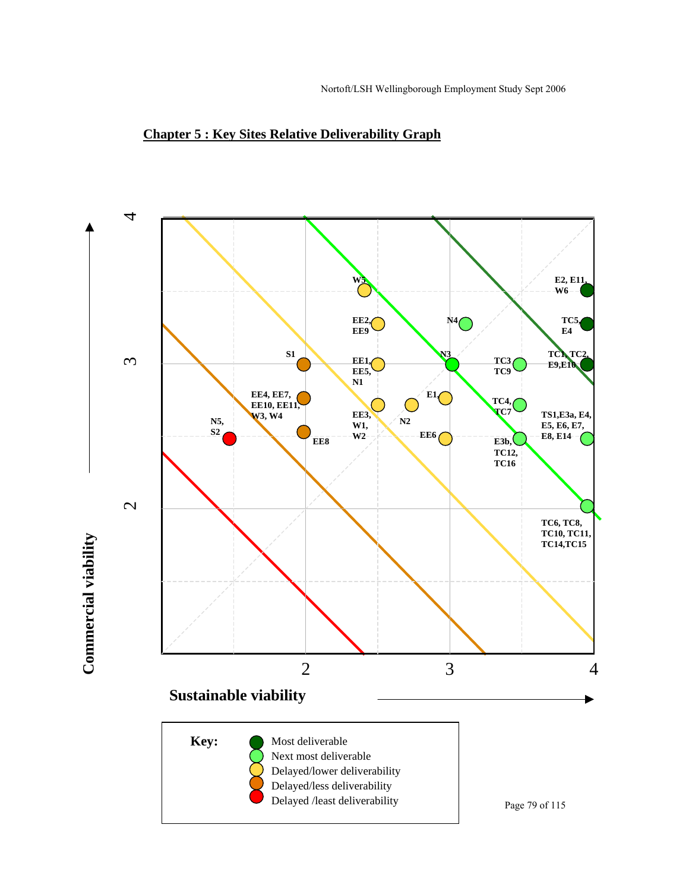## Chapter 5 : Key Sites Relative Deliverability Graph

Commercial viability

Sustainable viability

4

3

2

2

3

4

W5

EE2, EE9

N4

E2, E11, W6

TC5, E4

S1

EE1, EE5, N1

N3

TC3 TC9

TC1, TC2, E9,E10

EE4, EE7, EE10, EE11, W3, W4

E1

TC4, TC7

TS1,E3a, E4, E5, E6, E7, E8, E14

N5, S2

EE3, W1, W2

N2

EE6

EE8

E3b, TC12, TC16

TC6, TC8, TC10, TC11, TC14,TC15

**Key:**

Most deliverable

Next most deliverable

Delayed/lower deliverability

Delayed/less deliverability

Delayed /least deliverability